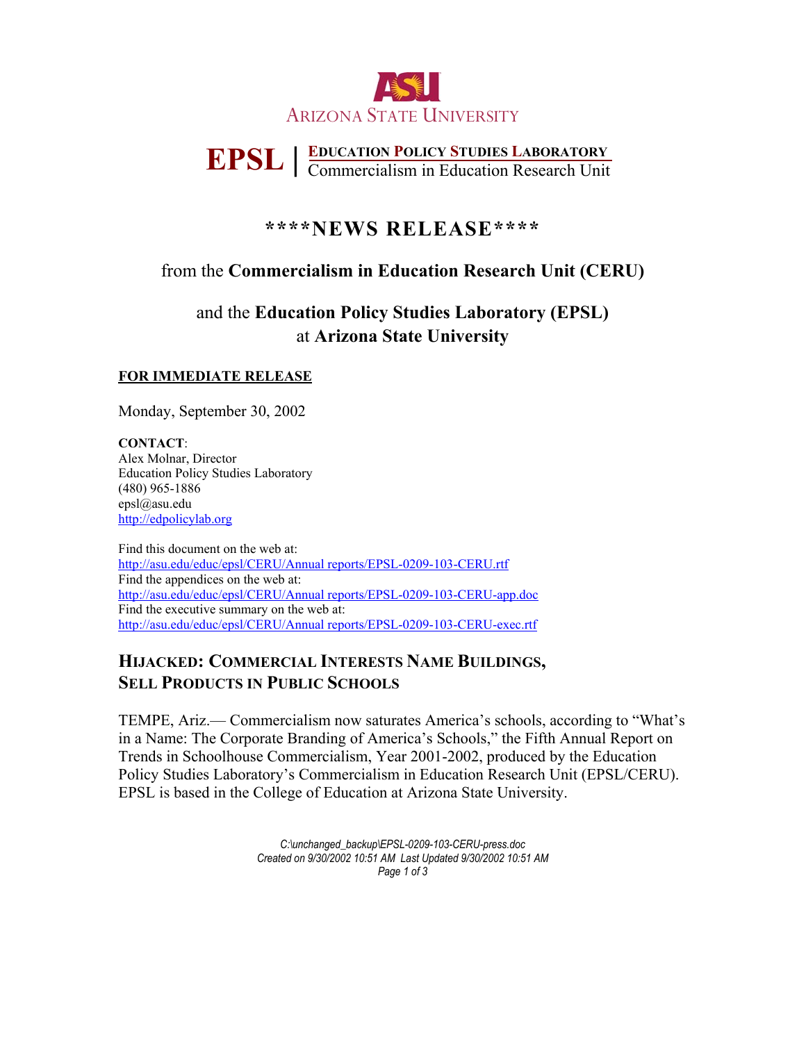ARIZONA STATE UNIVERSITY

**EPSL** | **EDUCATION POLICY STUDIES LABORATORY**
Commercialism in Education Research Unit

# \*\*\*\*NEWS RELEASE\*\*\*\*

## from the **Commercialism in Education Research Unit (CERU)**

## and the **Education Policy Studies Laboratory (EPSL)** at **Arizona State University**

**FOR IMMEDIATE RELEASE**

Monday, September 30, 2002

**CONTACT**:
Alex Molnar, Director
Education Policy Studies Laboratory
(480) 965-1886
epsl@asu.edu
http://edpolicylab.org

Find this document on the web at:
http://asu.edu/educ/epsl/CERU/Annual reports/EPSL-0209-103-CERU.rtf
Find the appendices on the web at:
http://asu.edu/educ/epsl/CERU/Annual reports/EPSL-0209-103-CERU-app.doc
Find the executive summary on the web at:
http://asu.edu/educ/epsl/CERU/Annual reports/EPSL-0209-103-CERU-exec.rtf

## HIJACKED: COMMERCIAL INTERESTS NAME BUILDINGS, SELL PRODUCTS IN PUBLIC SCHOOLS

TEMPE, Ariz.— Commercialism now saturates America's schools, according to "What's in a Name: The Corporate Branding of America's Schools," the Fifth Annual Report on Trends in Schoolhouse Commercialism, Year 2001-2002, produced by the Education Policy Studies Laboratory's Commercialism in Education Research Unit (EPSL/CERU). EPSL is based in the College of Education at Arizona State University.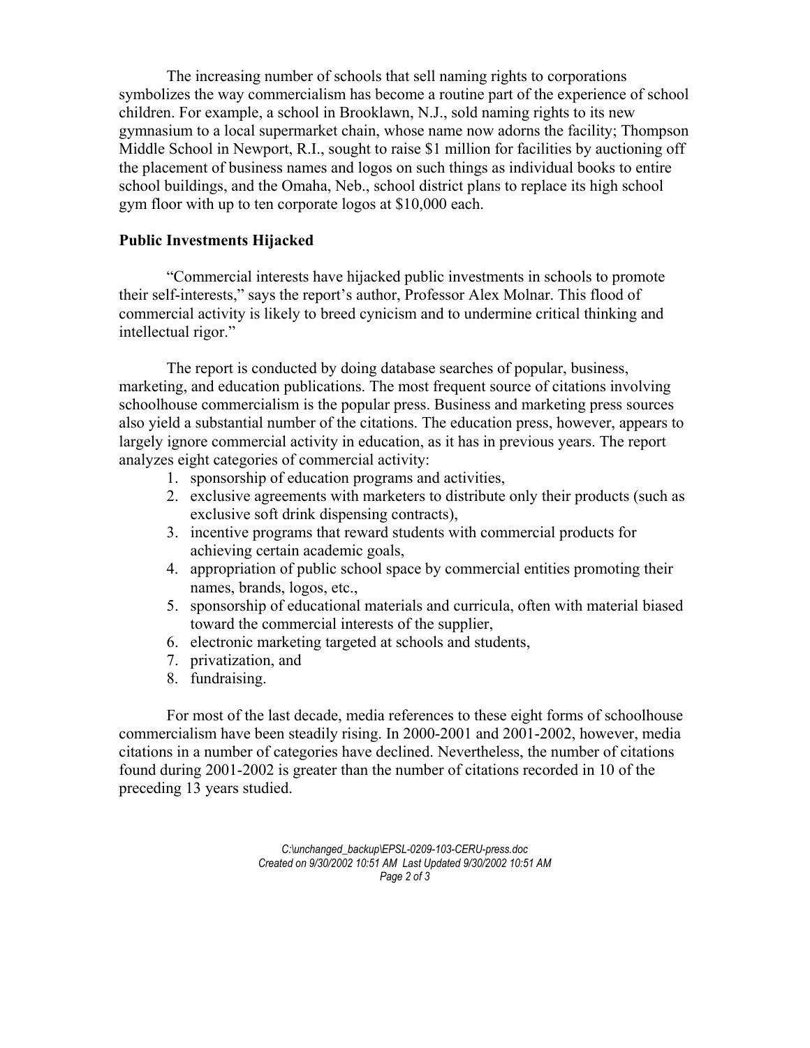The increasing number of schools that sell naming rights to corporations symbolizes the way commercialism has become a routine part of the experience of school children. For example, a school in Brooklawn, N.J., sold naming rights to its new gymnasium to a local supermarket chain, whose name now adorns the facility; Thompson Middle School in Newport, R.I., sought to raise $1 million for facilities by auctioning off the placement of business names and logos on such things as individual books to entire school buildings, and the Omaha, Neb., school district plans to replace its high school gym floor with up to ten corporate logos at $10,000 each.

**Public Investments Hijacked**

"Commercial interests have hijacked public investments in schools to promote their self-interests," says the report's author, Professor Alex Molnar. This flood of commercial activity is likely to breed cynicism and to undermine critical thinking and intellectual rigor."

The report is conducted by doing database searches of popular, business, marketing, and education publications. The most frequent source of citations involving schoolhouse commercialism is the popular press. Business and marketing press sources also yield a substantial number of the citations. The education press, however, appears to largely ignore commercial activity in education, as it has in previous years. The report analyzes eight categories of commercial activity:

1. sponsorship of education programs and activities,
2. exclusive agreements with marketers to distribute only their products (such as exclusive soft drink dispensing contracts),
3. incentive programs that reward students with commercial products for achieving certain academic goals,
4. appropriation of public school space by commercial entities promoting their names, brands, logos, etc.,
5. sponsorship of educational materials and curricula, often with material biased toward the commercial interests of the supplier,
6. electronic marketing targeted at schools and students,
7. privatization, and
8. fundraising.

For most of the last decade, media references to these eight forms of schoolhouse commercialism have been steadily rising. In 2000-2001 and 2001-2002, however, media citations in a number of categories have declined. Nevertheless, the number of citations found during 2001-2002 is greater than the number of citations recorded in 10 of the preceding 13 years studied.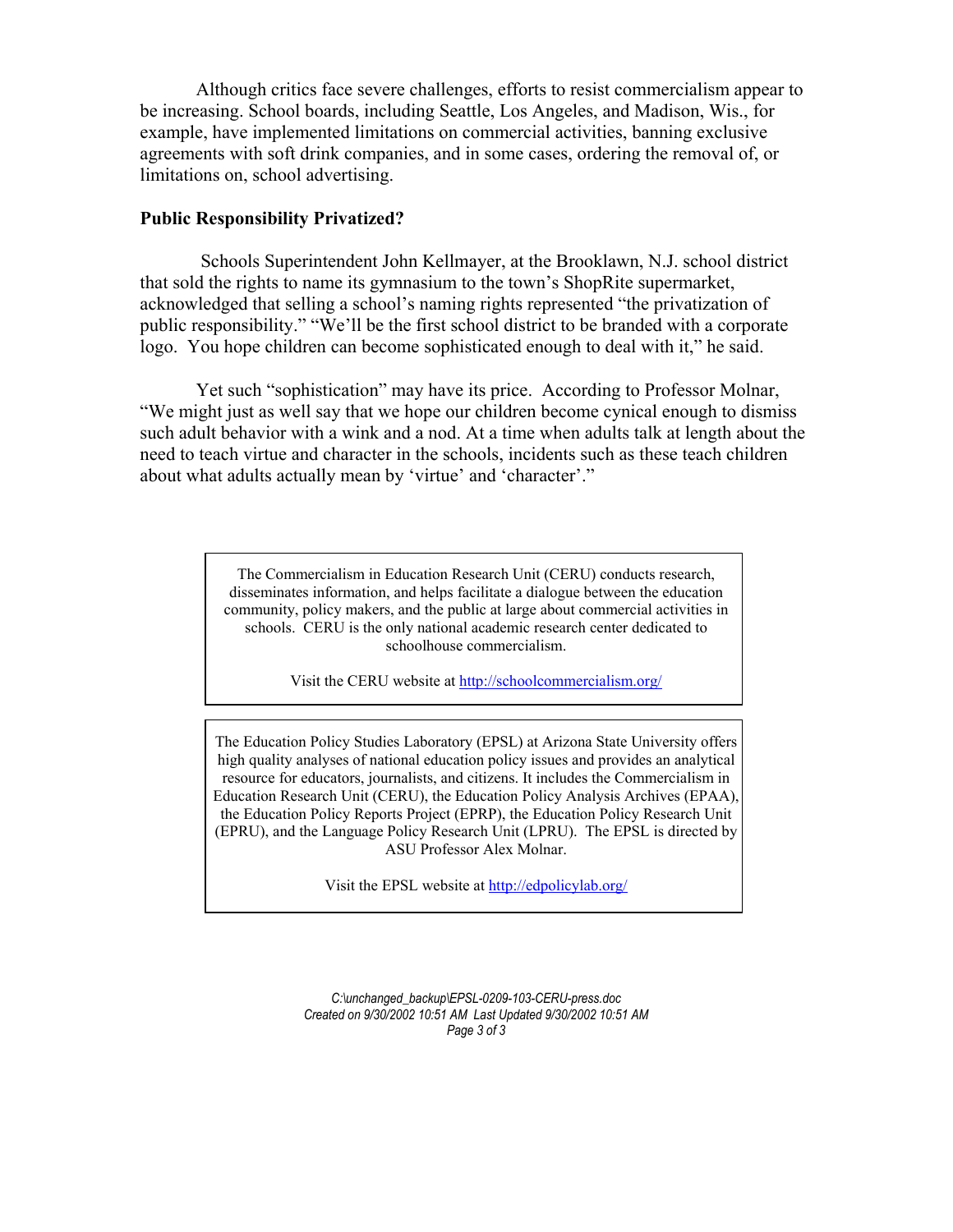Although critics face severe challenges, efforts to resist commercialism appear to be increasing. School boards, including Seattle, Los Angeles, and Madison, Wis., for example, have implemented limitations on commercial activities, banning exclusive agreements with soft drink companies, and in some cases, ordering the removal of, or limitations on, school advertising.

**Public Responsibility Privatized?**

Schools Superintendent John Kellmayer, at the Brooklawn, N.J. school district that sold the rights to name its gymnasium to the town's ShopRite supermarket, acknowledged that selling a school's naming rights represented "the privatization of public responsibility." "We'll be the first school district to be branded with a corporate logo. You hope children can become sophisticated enough to deal with it," he said.

Yet such "sophistication" may have its price. According to Professor Molnar, "We might just as well say that we hope our children become cynical enough to dismiss such adult behavior with a wink and a nod. At a time when adults talk at length about the need to teach virtue and character in the schools, incidents such as these teach children about what adults actually mean by 'virtue' and 'character'."

---

The Commercialism in Education Research Unit (CERU) conducts research, disseminates information, and helps facilitate a dialogue between the education community, policy makers, and the public at large about commercial activities in schools. CERU is the only national academic research center dedicated to schoolhouse commercialism.

Visit the CERU website at [http://schoolcommercialism.org/](http://schoolcommercialism.org/)

---

The Education Policy Studies Laboratory (EPSL) at Arizona State University offers high quality analyses of national education policy issues and provides an analytical resource for educators, journalists, and citizens. It includes the Commercialism in Education Research Unit (CERU), the Education Policy Analysis Archives (EPAA), the Education Policy Reports Project (EPRP), the Education Policy Research Unit (EPRU), and the Language Policy Research Unit (LPRU). The EPSL is directed by ASU Professor Alex Molnar.

Visit the EPSL website at [http://edpolicylab.org/](http://edpolicylab.org/)